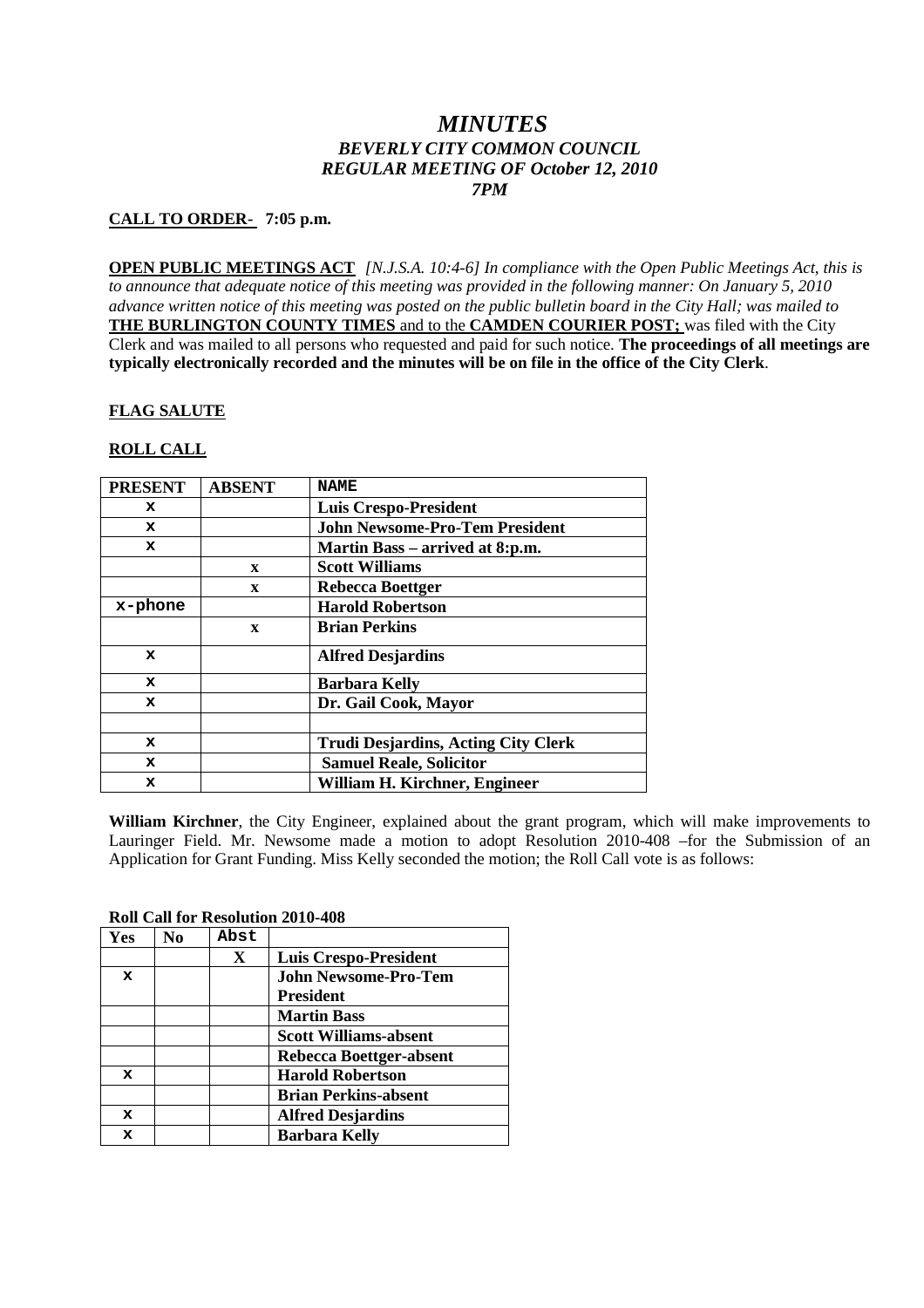# *MINUTES*
## *BEVERLY CITY COMMON COUNCIL*
## *REGULAR MEETING OF October 12, 2010*
## *7PM*

**CALL TO ORDER- 7:05 p.m.**

**OPEN PUBLIC MEETINGS ACT** *[N.J.S.A. 10:4-6] In compliance with the Open Public Meetings Act, this is to announce that adequate notice of this meeting was provided in the following manner: On January 5, 2010 advance written notice of this meeting was posted on the public bulletin board in the City Hall; was mailed to* **THE BURLINGTON COUNTY TIMES** and to the **CAMDEN COURIER POST;** was filed with the City Clerk and was mailed to all persons who requested and paid for such notice. **The proceedings of all meetings are typically electronically recorded and the minutes will be on file in the office of the City Clerk**.

**FLAG SALUTE**

**ROLL CALL**

| PRESENT | ABSENT | NAME |
|---|---|---|
| x | | **Luis Crespo-President** |
| x | | **John Newsome-Pro-Tem President** |
| x | | **Martin Bass – arrived at 8:p.m.** |
| | x | **Scott Williams** |
| | x | **Rebecca Boettger** |
| x-phone | | **Harold Robertson** |
| | x | **Brian Perkins** |
| x | | **Alfred Desjardins** |
| x | | **Barbara Kelly** |
| x | | **Dr. Gail Cook, Mayor** |
| | | |
| x | | **Trudi Desjardins, Acting City Clerk** |
| x | | **Samuel Reale, Solicitor** |
| x | | **William H. Kirchner, Engineer** |

**William Kirchner**, the City Engineer, explained about the grant program, which will make improvements to Lauringer Field. Mr. Newsome made a motion to adopt Resolution 2010-408 –for the Submission of an Application for Grant Funding. Miss Kelly seconded the motion; the Roll Call vote is as follows:

**Roll Call for Resolution 2010-408**

| Yes | No | Abst | |
|---|---|---|---|
| | | X | **Luis Crespo-President** |
| x | | | **John Newsome-Pro-Tem President** |
| | | | **Martin Bass** |
| | | | **Scott Williams-absent** |
| | | | **Rebecca Boettger-absent** |
| x | | | **Harold Robertson** |
| | | | **Brian Perkins-absent** |
| x | | | **Alfred Desjardins** |
| x | | | **Barbara Kelly** |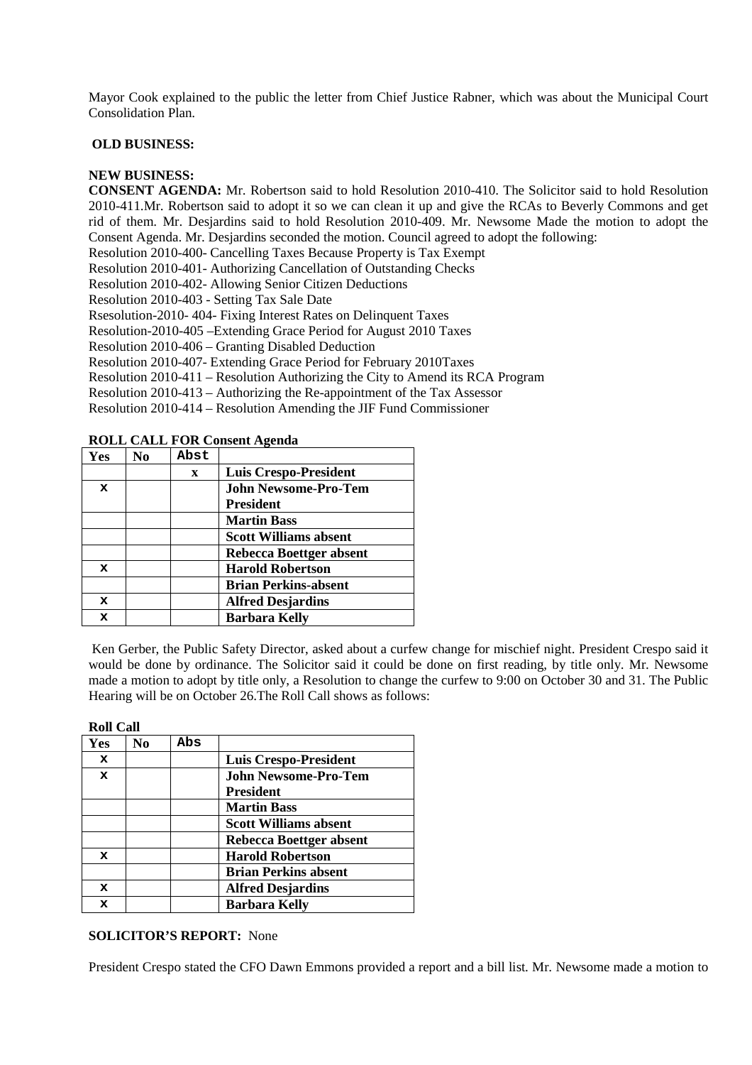Mayor Cook explained to the public the letter from Chief Justice Rabner, which was about the Municipal Court Consolidation Plan.

**OLD BUSINESS:**

**NEW BUSINESS:**

**CONSENT AGENDA:** Mr. Robertson said to hold Resolution 2010-410. The Solicitor said to hold Resolution 2010-411.Mr. Robertson said to adopt it so we can clean it up and give the RCAs to Beverly Commons and get rid of them. Mr. Desjardins said to hold Resolution 2010-409. Mr. Newsome Made the motion to adopt the Consent Agenda. Mr. Desjardins seconded the motion. Council agreed to adopt the following:

Resolution 2010-400- Cancelling Taxes Because Property is Tax Exempt
Resolution 2010-401- Authorizing Cancellation of Outstanding Checks
Resolution 2010-402- Allowing Senior Citizen Deductions
Resolution 2010-403 - Setting Tax Sale Date
Rsesolution-2010- 404- Fixing Interest Rates on Delinquent Taxes
Resolution-2010-405 –Extending Grace Period for August 2010 Taxes
Resolution 2010-406 – Granting Disabled Deduction
Resolution 2010-407- Extending Grace Period for February 2010Taxes
Resolution 2010-411 – Resolution Authorizing the City to Amend its RCA Program
Resolution 2010-413 – Authorizing the Re-appointment of the Tax Assessor
Resolution 2010-414 – Resolution Amending the JIF Fund Commissioner

**ROLL CALL FOR Consent Agenda**

| Yes | No | Abst | |
|---|---|---|---|
| | | x | **Luis Crespo-President** |
| x | | | **John Newsome-Pro-Tem President** |
| | | | **Martin Bass** |
| | | | **Scott Williams absent** |
| | | | **Rebecca Boettger absent** |
| x | | | **Harold Robertson** |
| | | | **Brian Perkins-absent** |
| x | | | **Alfred Desjardins** |
| x | | | **Barbara Kelly** |

Ken Gerber, the Public Safety Director, asked about a curfew change for mischief night. President Crespo said it would be done by ordinance. The Solicitor said it could be done on first reading, by title only. Mr. Newsome made a motion to adopt by title only, a Resolution to change the curfew to 9:00 on October 30 and 31. The Public Hearing will be on October 26.The Roll Call shows as follows:

**Roll Call**

| Yes | No | Abs | |
|---|---|---|---|
| x | | | **Luis Crespo-President** |
| x | | | **John Newsome-Pro-Tem President** |
| | | | **Martin Bass** |
| | | | **Scott Williams absent** |
| | | | **Rebecca Boettger absent** |
| x | | | **Harold Robertson** |
| | | | **Brian Perkins absent** |
| x | | | **Alfred Desjardins** |
| x | | | **Barbara Kelly** |

**SOLICITOR'S REPORT:** None

President Crespo stated the CFO Dawn Emmons provided a report and a bill list. Mr. Newsome made a motion to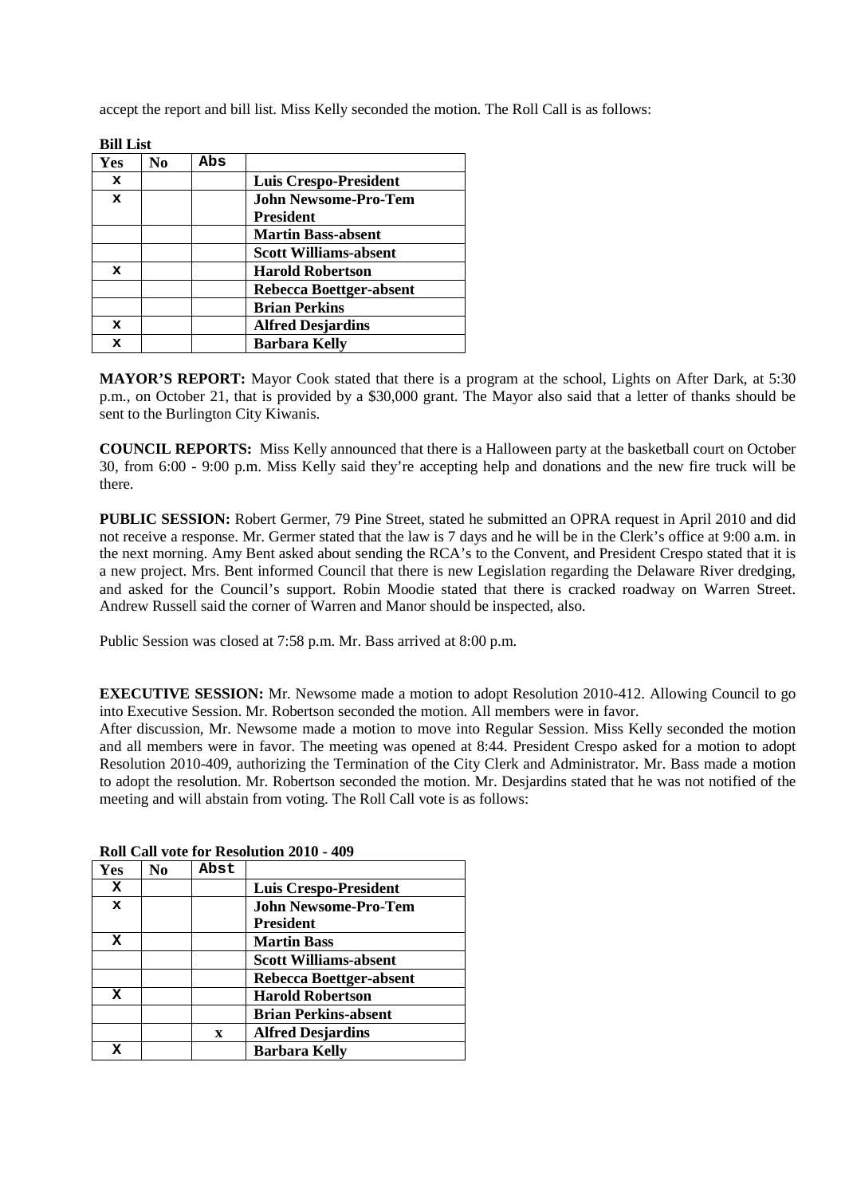accept the report and bill list. Miss Kelly seconded the motion. The Roll Call is as follows:

**Bill List**

| Yes | No | Abs | |
|---|---|---|---|
| x | | | **Luis Crespo-President** |
| x | | | **John Newsome-Pro-Tem President** |
| | | | **Martin Bass-absent** |
| | | | **Scott Williams-absent** |
| x | | | **Harold Robertson** |
| | | | **Rebecca Boettger-absent** |
| | | | **Brian Perkins** |
| x | | | **Alfred Desjardins** |
| x | | | **Barbara Kelly** |

**MAYOR'S REPORT:** Mayor Cook stated that there is a program at the school, Lights on After Dark, at 5:30 p.m., on October 21, that is provided by a $30,000 grant. The Mayor also said that a letter of thanks should be sent to the Burlington City Kiwanis.

**COUNCIL REPORTS:** Miss Kelly announced that there is a Halloween party at the basketball court on October 30, from 6:00 - 9:00 p.m. Miss Kelly said they're accepting help and donations and the new fire truck will be there.

**PUBLIC SESSION:** Robert Germer, 79 Pine Street, stated he submitted an OPRA request in April 2010 and did not receive a response. Mr. Germer stated that the law is 7 days and he will be in the Clerk's office at 9:00 a.m. in the next morning. Amy Bent asked about sending the RCA's to the Convent, and President Crespo stated that it is a new project. Mrs. Bent informed Council that there is new Legislation regarding the Delaware River dredging, and asked for the Council's support. Robin Moodie stated that there is cracked roadway on Warren Street. Andrew Russell said the corner of Warren and Manor should be inspected, also.

Public Session was closed at 7:58 p.m. Mr. Bass arrived at 8:00 p.m.

**EXECUTIVE SESSION:** Mr. Newsome made a motion to adopt Resolution 2010-412. Allowing Council to go into Executive Session. Mr. Robertson seconded the motion. All members were in favor.
After discussion, Mr. Newsome made a motion to move into Regular Session. Miss Kelly seconded the motion and all members were in favor. The meeting was opened at 8:44. President Crespo asked for a motion to adopt Resolution 2010-409, authorizing the Termination of the City Clerk and Administrator. Mr. Bass made a motion to adopt the resolution. Mr. Robertson seconded the motion. Mr. Desjardins stated that he was not notified of the meeting and will abstain from voting. The Roll Call vote is as follows:

**Roll Call vote for Resolution 2010 - 409**

| Yes | No | Abst | |
|---|---|---|---|
| X | | | **Luis Crespo-President** |
| x | | | **John Newsome-Pro-Tem President** |
| X | | | **Martin Bass** |
| | | | **Scott Williams-absent** |
| | | | **Rebecca Boettger-absent** |
| X | | | **Harold Robertson** |
| | | | **Brian Perkins-absent** |
| | | x | **Alfred Desjardins** |
| X | | | **Barbara Kelly** |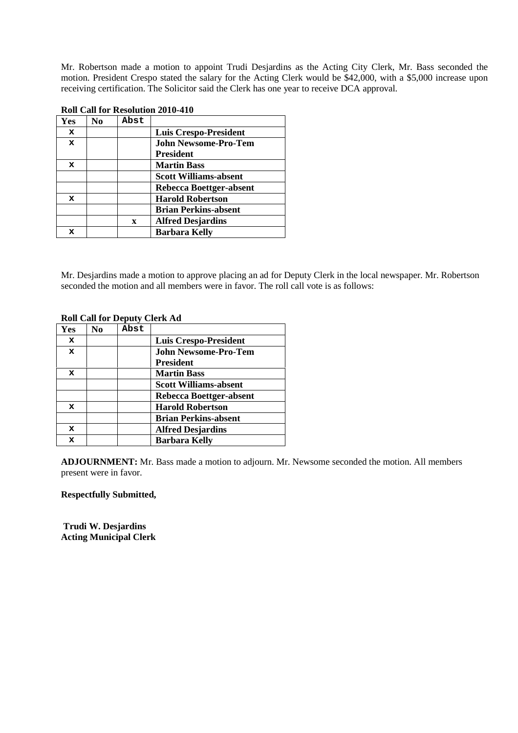Mr. Robertson made a motion to appoint Trudi Desjardins as the Acting City Clerk, Mr. Bass seconded the motion. President Crespo stated the salary for the Acting Clerk would be $42,000, with a $5,000 increase upon receiving certification. The Solicitor said the Clerk has one year to receive DCA approval.

**Roll Call for Resolution 2010-410**

| Yes | No | Abst | |
|---|---|---|---|
| x | | | **Luis Crespo-President** |
| x | | | **John Newsome-Pro-Tem President** |
| x | | | **Martin Bass** |
| | | | **Scott Williams-absent** |
| | | | **Rebecca Boettger-absent** |
| x | | | **Harold Robertson** |
| | | | **Brian Perkins-absent** |
| | | x | **Alfred Desjardins** |
| x | | | **Barbara Kelly** |

Mr. Desjardins made a motion to approve placing an ad for Deputy Clerk in the local newspaper. Mr. Robertson seconded the motion and all members were in favor. The roll call vote is as follows:

**Roll Call for Deputy Clerk Ad**

| Yes | No | Abst | |
|---|---|---|---|
| x | | | **Luis Crespo-President** |
| x | | | **John Newsome-Pro-Tem President** |
| x | | | **Martin Bass** |
| | | | **Scott Williams-absent** |
| | | | **Rebecca Boettger-absent** |
| x | | | **Harold Robertson** |
| | | | **Brian Perkins-absent** |
| x | | | **Alfred Desjardins** |
| x | | | **Barbara Kelly** |

**ADJOURNMENT:** Mr. Bass made a motion to adjourn. Mr. Newsome seconded the motion. All members present were in favor.

**Respectfully Submitted,**

**Trudi W. Desjardins**
**Acting Municipal Clerk**